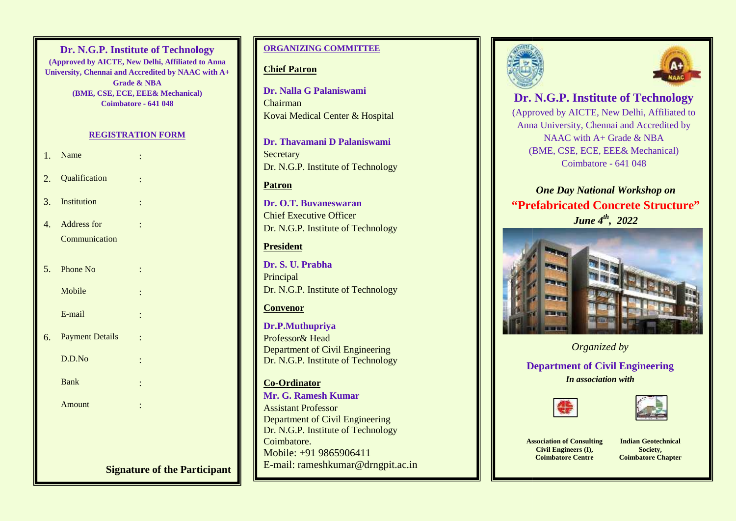## Dr. N.G.P. Institute of Technology

**(Approved by AICTE, New Delhi, Affiliated to Anna University, Chennai and Accredited by NAAC with A+ Grade & NBA**
**(BME, CSE, ECE, EEE& Mechanical)**
**Coimbatore - 641 048**

### REGISTRATION FORM

1. Name :
2. Qualification :
3. Institution :
4. Address for Communication :
5. Phone No :
   Mobile :
   E-mail :
6. Payment Details :
   D.D.No :
   Bank :
   Amount :

**Signature of the Participant**

## ORGANIZING COMMITTEE

**Chief Patron**

**Dr. Nalla G Palaniswami**
Chairman
Kovai Medical Center & Hospital

**Dr. Thavamani D Palaniswami**
Secretary
Dr. N.G.P. Institute of Technology

**Patron**

**Dr. O.T. Buvaneswaran**
Chief Executive Officer
Dr. N.G.P. Institute of Technology

**President**

**Dr. S. U. Prabha**
Principal
Dr. N.G.P. Institute of Technology

**Convenor**

**Dr.P.Muthupriya**
Professor& Head
Department of Civil Engineering
Dr. N.G.P. Institute of Technology

**Co-Ordinator**

**Mr. G. Ramesh Kumar**
Assistant Professor
Department of Civil Engineering
Dr. N.G.P. Institute of Technology
Coimbatore.
Mobile: +91 9865906411
E-mail: rameshkumar@drngpit.ac.in

# Dr. N.G.P. Institute of Technology

(Approved by AICTE, New Delhi, Affiliated to Anna University, Chennai and Accredited by NAAC with A+ Grade & NBA
(BME, CSE, ECE, EEE& Mechanical)
Coimbatore - 641 048

***One Day National Workshop on***

## "Prefabricated Concrete Structure"

***June 4th, 2022***

*Organized by*

**Department of Civil Engineering**

***In association with***

**Association of Consulting Civil Engineers (I), Coimbatore Centre**

**Indian Geotechnical Society, Coimbatore Chapter**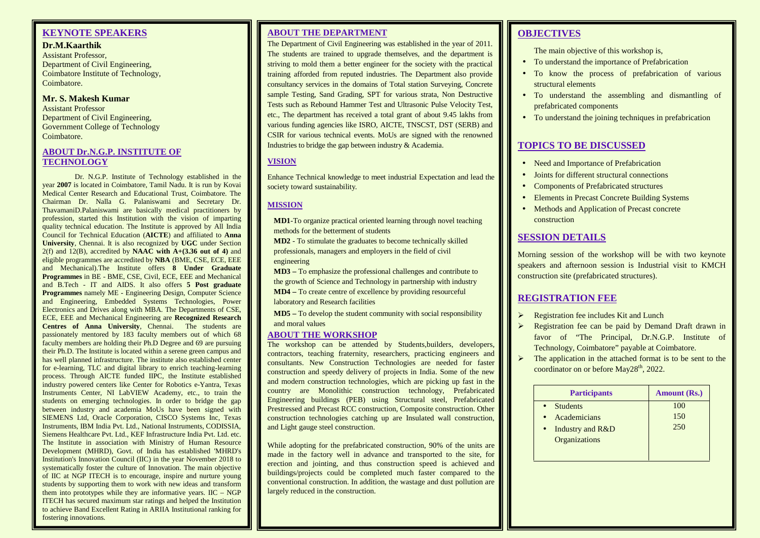## KEYNOTE SPEAKERS

**Dr.M.Kaarthik**
Assistant Professor,
Department of Civil Engineering,
Coimbatore Institute of Technology,
Coimbatore.

**Mr. S. Makesh Kumar**
Assistant Professor
Department of Civil Engineering,
Government College of Technology
Coimbatore.

## ABOUT Dr.N.G.P. INSTITUTE OF TECHNOLOGY

Dr. N.G.P. Institute of Technology established in the year **2007** is located in Coimbatore, Tamil Nadu. It is run by Kovai Medical Center Research and Educational Trust, Coimbatore. The Chairman Dr. Nalla G. Palaniswami and Secretary Dr. ThavamaniD.Palaniswami are basically medical practitioners by profession, started this Institution with the vision of imparting quality technical education. The Institute is approved by All India Council for Technical Education (**AICTE**) and affiliated to **Anna University**, Chennai. It is also recognized by **UGC** under Section 2(f) and 12(B), accredited by **NAAC with A+(3.36 out of 4)** and eligible programmes are accredited by **NBA** (BME, CSE, ECE, EEE and Mechanical).The Institute offers **8 Under Graduate Programmes** in BE - BME, CSE, Civil, ECE, EEE and Mechanical and B.Tech - IT and AIDS. It also offers **5 Post graduate Programmes** namely ME - Engineering Design, Computer Science and Engineering, Embedded Systems Technologies, Power Electronics and Drives along with MBA. The Departments of CSE, ECE, EEE and Mechanical Engineering are **Recognized Research Centres of Anna University**, Chennai. The students are passionately mentored by 183 faculty members out of which 68 faculty members are holding their Ph.D Degree and 69 are pursuing their Ph.D. The Institute is located within a serene green campus and has well planned infrastructure. The institute also established center for e-learning, TLC and digital library to enrich teaching-learning process. Through AICTE funded IIPC, the Institute established industry powered centers like Center for Robotics e-Yantra, Texas Instruments Center, NI LabVIEW Academy, etc., to train the students on emerging technologies. In order to bridge the gap between industry and academia MoUs have been signed with SIEMENS Ltd, Oracle Corporation, CISCO Systems Inc, Texas Instruments, IBM India Pvt. Ltd., National Instruments, CODISSIA, Siemens Healthcare Pvt. Ltd., KEF Infrastructure India Pvt. Ltd. etc. The Institute in association with Ministry of Human Resource Development (MHRD), Govt. of India has established 'MHRD's Institution's Innovation Council (IIC) in the year November 2018 to systematically foster the culture of Innovation. The main objective of IIC at NGP ITECH is to encourage, inspire and nurture young students by supporting them to work with new ideas and transform them into prototypes while they are informative years. IIC – NGP ITECH has secured maximum star ratings and helped the Institution to achieve Band Excellent Rating in ARIIA Institutional ranking for fostering innovations.

## ABOUT THE DEPARTMENT

The Department of Civil Engineering was established in the year of 2011. The students are trained to upgrade themselves, and the department is striving to mold them a better engineer for the society with the practical training afforded from reputed industries. The Department also provide consultancy services in the domains of Total station Surveying, Concrete sample Testing, Sand Grading, SPT for various strata, Non Destructive Tests such as Rebound Hammer Test and Ultrasonic Pulse Velocity Test, etc., The department has received a total grant of about 9.45 lakhs from various funding agencies like ISRO, AICTE, TNSCST, DST (SERB) and CSIR for various technical events. MoUs are signed with the renowned Industries to bridge the gap between industry & Academia.

### VISION

Enhance Technical knowledge to meet industrial Expectation and lead the society toward sustainability.

### MISSION

**MD1**-To organize practical oriented learning through novel teaching methods for the betterment of students

**MD2** - To stimulate the graduates to become technically skilled professionals, managers and employers in the field of civil engineering

**MD3 –** To emphasize the professional challenges and contribute to the growth of Science and Technology in partnership with industry

**MD4 –** To create centre of excellence by providing resourceful laboratory and Research facilities

**MD5 –** To develop the student community with social responsibility and moral values

## ABOUT THE WORKSHOP

The workshop can be attended by Students,builders, developers, contractors, teaching fraternity, researchers, practicing engineers and consultants. New Construction Technologies are needed for faster construction and speedy delivery of projects in India. Some of the new and modern construction technologies, which are picking up fast in the country are Monolithic construction technology, Prefabricated Engineering buildings (PEB) using Structural steel, Prefabricated Prestressed and Precast RCC construction, Composite construction. Other construction technologies catching up are Insulated wall construction, and Light gauge steel construction.

While adopting for the prefabricated construction, 90% of the units are made in the factory well in advance and transported to the site, for erection and jointing, and thus construction speed is achieved and buildings/projects could be completed much faster compared to the conventional construction. In addition, the wastage and dust pollution are largely reduced in the construction.

## OBJECTIVES

The main objective of this workshop is,

- To understand the importance of Prefabrication
- To know the process of prefabrication of various structural elements
- To understand the assembling and dismantling of prefabricated components
- To understand the joining techniques in prefabrication

## TOPICS TO BE DISCUSSED

- Need and Importance of Prefabrication
- Joints for different structural connections
- Components of Prefabricated structures
- Elements in Precast Concrete Building Systems
- Methods and Application of Precast concrete construction

## SESSION DETAILS

Morning session of the workshop will be with two keynote speakers and afternoon session is Industrial visit to KMCH construction site (prefabricated structures).

## REGISTRATION FEE

- Registration fee includes Kit and Lunch
- Registration fee can be paid by Demand Draft drawn in favor of "The Principal, Dr.N.G.P. Institute of Technology, Coimbatore" payable at Coimbatore.
- The application in the attached format is to be sent to the coordinator on or before May28th, 2022.

| Participants | Amount (Rs.) |
|---|---|
| Students | 100 |
| Academicians | 150 |
| Industry and R&D Organizations | 250 |